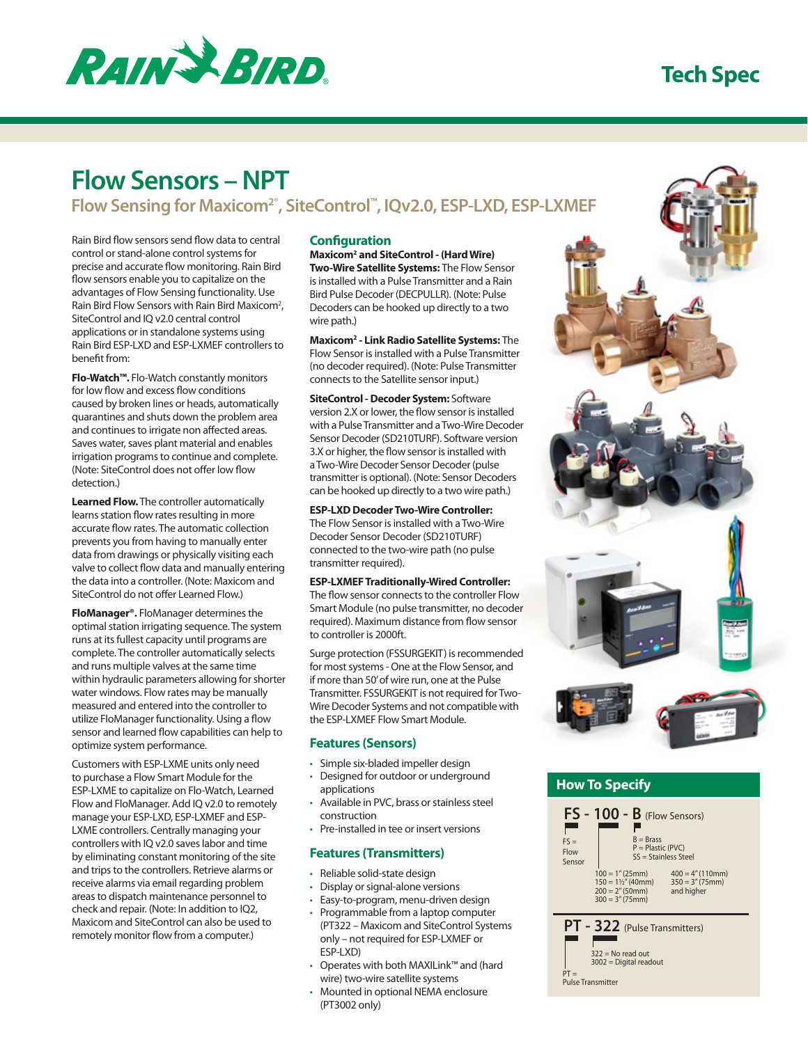# Flow Sensors – NPT

## Flow Sensing for Maxicom²®, SiteControl™, IQv2.0, ESP-LXD, ESP-LXMEF

Rain Bird flow sensors send flow data to central control or stand-alone control systems for precise and accurate flow monitoring. Rain Bird flow sensors enable you to capitalize on the advantages of Flow Sensing functionality. Use Rain Bird Flow Sensors with Rain Bird Maxicom², SiteControl and IQ v2.0 central control applications or in standalone systems using Rain Bird ESP-LXD and ESP-LXMEF controllers to benefit from:

**Flo-Watch™.** Flo-Watch constantly monitors for low flow and excess flow conditions caused by broken lines or heads, automatically quarantines and shuts down the problem area and continues to irrigate non affected areas. Saves water, saves plant material and enables irrigation programs to continue and complete. (Note: SiteControl does not offer low flow detection.)

**Learned Flow.** The controller automatically learns station flow rates resulting in more accurate flow rates. The automatic collection prevents you from having to manually enter data from drawings or physically visiting each valve to collect flow data and manually entering the data into a controller. (Note: Maxicom and SiteControl do not offer Learned Flow.)

**FloManager®.** FloManager determines the optimal station irrigating sequence. The system runs at its fullest capacity until programs are complete. The controller automatically selects and runs multiple valves at the same time within hydraulic parameters allowing for shorter water windows. Flow rates may be manually measured and entered into the controller to utilize FloManager functionality. Using a flow sensor and learned flow capabilities can help to optimize system performance.

Customers with ESP-LXME units only need to purchase a Flow Smart Module for the ESP-LXME to capitalize on Flo-Watch, Learned Flow and FloManager. Add IQ v2.0 to remotely manage your ESP-LXD, ESP-LXMEF and ESP-LXME controllers. Centrally managing your controllers with IQ v2.0 saves labor and time by eliminating constant monitoring of the site and trips to the controllers. Retrieve alarms or receive alarms via email regarding problem areas to dispatch maintenance personnel to check and repair. (Note: In addition to IQ2, Maxicom and SiteControl can also be used to remotely monitor flow from a computer.)

### Configuration

**Maxicom² and SiteControl - (Hard Wire) Two-Wire Satellite Systems:** The Flow Sensor is installed with a Pulse Transmitter and a Rain Bird Pulse Decoder (DECPULLR). (Note: Pulse Decoders can be hooked up directly to a two wire path.)

**Maxicom² - Link Radio Satellite Systems:** The Flow Sensor is installed with a Pulse Transmitter (no decoder required). (Note: Pulse Transmitter connects to the Satellite sensor input.)

**SiteControl - Decoder System:** Software version 2.X or lower, the flow sensor is installed with a Pulse Transmitter and a Two-Wire Decoder Sensor Decoder (SD210TURF). Software version 3.X or higher, the flow sensor is installed with a Two-Wire Decoder Sensor Decoder (pulse transmitter is optional). (Note: Sensor Decoders can be hooked up directly to a two wire path.)

**ESP-LXD Decoder Two-Wire Controller:** The Flow Sensor is installed with a Two-Wire Decoder Sensor Decoder (SD210TURF) connected to the two-wire path (no pulse transmitter required).

**ESP-LXMEF Traditionally-Wired Controller:** The flow sensor connects to the controller Flow Smart Module (no pulse transmitter, no decoder required). Maximum distance from flow sensor to controller is 2000ft.

Surge protection (FSSURGEKIT) is recommended for most systems - One at the Flow Sensor, and if more than 50' of wire run, one at the Pulse Transmitter. FSSURGEKIT is not required for Two-Wire Decoder Systems and not compatible with the ESP-LXMEF Flow Smart Module.

### Features (Sensors)

- Simple six-bladed impeller design
- Designed for outdoor or underground applications
- Available in PVC, brass or stainless steel construction
- Pre-installed in tee or insert versions

### Features (Transmitters)

- Reliable solid-state design
- Display or signal-alone versions
- Easy-to-program, menu-driven design
- Programmable from a laptop computer (PT322 – Maxicom and SiteControl Systems only – not required for ESP-LXMEF or ESP-LXD)
- Operates with both MAXILink™ and (hard wire) two-wire satellite systems
- Mounted in optional NEMA enclosure (PT3002 only)

### How To Specify

**FS - 100 - B** (Flow Sensors)

- FS = Flow Sensor
- 100 = 1" (25mm)
- 150 = 1½" (40mm)
- 200 = 2" (50mm)
- 300 = 3" (75mm)
- 350 = 3" (75mm)
- 400 = 4" (110mm) and higher
- B = Brass
- P = Plastic (PVC)
- SS = Stainless Steel

**PT - 322** (Pulse Transmitters)

- PT = Pulse Transmitter
- 322 = No read out
- 3002 = Digital readout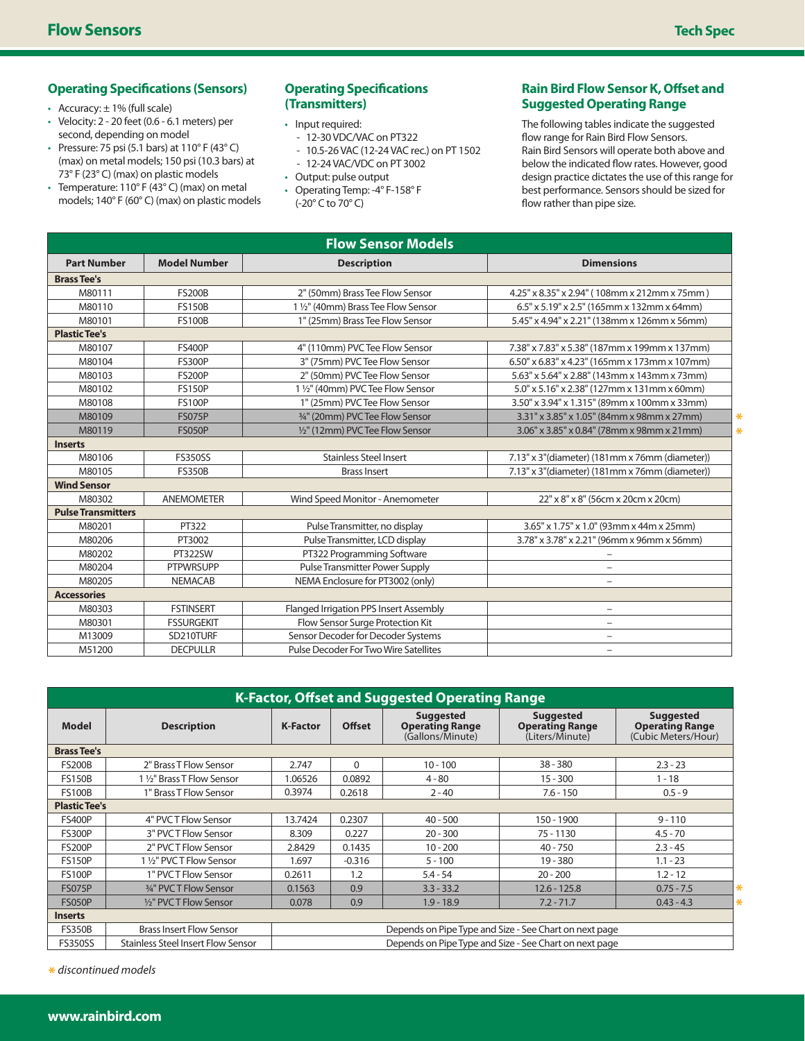## Operating Specifications (Sensors)

- Accuracy: ± 1% (full scale)
- Velocity: 2 - 20 feet (0.6 - 6.1 meters) per second, depending on model
- Pressure: 75 psi (5.1 bars) at 110° F (43° C) (max) on metal models; 150 psi (10.3 bars) at 73° F (23° C) (max) on plastic models
- Temperature: 110° F (43° C) (max) on metal models; 140° F (60° C) (max) on plastic models

## Operating Specifications (Transmitters)

- Input required:
  - 12-30 VDC/VAC on PT322
  - 10.5-26 VAC (12-24 VAC rec.) on PT 1502
  - 12-24 VAC/VDC on PT 3002
- Output: pulse output
- Operating Temp: -4° F-158° F (-20° C to 70° C)

## Rain Bird Flow Sensor K, Offset and Suggested Operating Range

The following tables indicate the suggested flow range for Rain Bird Flow Sensors. Rain Bird Sensors will operate both above and below the indicated flow rates. However, good design practice dictates the use of this range for best performance. Sensors should be sized for flow rather than pipe size.

| Flow Sensor Models | | | |
|---|---|---|---|
| **Part Number** | **Model Number** | **Description** | **Dimensions** |
| **Brass Tee's** | | | |
| M80111 | FS200B | 2" (50mm) Brass Tee Flow Sensor | 4.25" x 8.35" x 2.94" ( 108mm x 212mm x 75mm ) |
| M80110 | FS150B | 1 ½" (40mm) Brass Tee Flow Sensor | 6.5" x 5.19" x 2.5" (165mm x 132mm x 64mm) |
| M80101 | FS100B | 1" (25mm) Brass Tee Flow Sensor | 5.45" x 4.94" x 2.21" (138mm x 126mm x 56mm) |
| **Plastic Tee's** | | | |
| M80107 | FS400P | 4" (110mm) PVC Tee Flow Sensor | 7.38" x 7.83" x 5.38" (187mm x 199mm x 137mm) |
| M80104 | FS300P | 3" (75mm) PVC Tee Flow Sensor | 6.50" x 6.83" x 4.23" (165mm x 173mm x 107mm) |
| M80103 | FS200P | 2" (50mm) PVC Tee Flow Sensor | 5.63" x 5.64" x 2.88" (143mm x 143mm x 73mm) |
| M80102 | FS150P | 1 ½" (40mm) PVC Tee Flow Sensor | 5.0" x 5.16" x 2.38" (127mm x 131mm x 60mm) |
| M80108 | FS100P | 1" (25mm) PVC Tee Flow Sensor | 3.50" x 3.94" x 1.315" (89mm x 100mm x 33mm) |
| M80109 | FS075P | ¾" (20mm) PVC Tee Flow Sensor | 3.31" x 3.85" x 1.05" (84mm x 98mm x 27mm) * |
| M80119 | FS050P | ½" (12mm) PVC Tee Flow Sensor | 3.06" x 3.85" x 0.84" (78mm x 98mm x 21mm) * |
| **Inserts** | | | |
| M80106 | FS350SS | Stainless Steel Insert | 7.13" x 3"(diameter) (181mm x 76mm (diameter)) |
| M80105 | FS350B | Brass Insert | 7.13" x 3"(diameter) (181mm x 76mm (diameter)) |
| **Wind Sensor** | | | |
| M80302 | ANEMOMETER | Wind Speed Monitor - Anemometer | 22" x 8" x 8" (56cm x 20cm x 20cm) |
| **Pulse Transmitters** | | | |
| M80201 | PT322 | Pulse Transmitter, no display | 3.65" x 1.75" x 1.0" (93mm x 44m x 25mm) |
| M80206 | PT3002 | Pulse Transmitter, LCD display | 3.78" x 3.78" x 2.21" (96mm x 96mm x 56mm) |
| M80202 | PT322SW | PT322 Programming Software | – |
| M80204 | PTPWRSUPP | Pulse Transmitter Power Supply | – |
| M80205 | NEMACAB | NEMA Enclosure for PT3002 (only) | – |
| **Accessories** | | | |
| M80303 | FSTINSERT | Flanged Irrigation PPS Insert Assembly | – |
| M80301 | FSSURGEKIT | Flow Sensor Surge Protection Kit | – |
| M13009 | SD210TURF | Sensor Decoder for Decoder Systems | – |
| M51200 | DECPULLR | Pulse Decoder For Two Wire Satellites | – |

| K-Factor, Offset and Suggested Operating Range | | | | | | |
|---|---|---|---|---|---|---|
| **Model** | **Description** | **K-Factor** | **Offset** | **Suggested Operating Range** (Gallons/Minute) | **Suggested Operating Range** (Liters/Minute) | **Suggested Operating Range** (Cubic Meters/Hour) |
| **Brass Tee's** | | | | | | |
| FS200B | 2" Brass T Flow Sensor | 2.747 | 0 | 10 - 100 | 38 - 380 | 2.3 - 23 |
| FS150B | 1 ½" Brass T Flow Sensor | 1.06526 | 0.0892 | 4 - 80 | 15 - 300 | 1 - 18 |
| FS100B | 1" Brass T Flow Sensor | 0.3974 | 0.2618 | 2 - 40 | 7.6 - 150 | 0.5 - 9 |
| **Plastic Tee's** | | | | | | |
| FS400P | 4" PVC T Flow Sensor | 13.7424 | 0.2307 | 40 - 500 | 150 - 1900 | 9 - 110 |
| FS300P | 3" PVC T Flow Sensor | 8.309 | 0.227 | 20 - 300 | 75 - 1130 | 4.5 - 70 |
| FS200P | 2" PVC T Flow Sensor | 2.8429 | 0.1435 | 10 - 200 | 40 - 750 | 2.3 - 45 |
| FS150P | 1 ½" PVC T Flow Sensor | 1.697 | -0.316 | 5 - 100 | 19 - 380 | 1.1 - 23 |
| FS100P | 1" PVC T Flow Sensor | 0.2611 | 1.2 | 5.4 - 54 | 20 - 200 | 1.2 - 12 |
| FS075P | ¾" PVC T Flow Sensor | 0.1563 | 0.9 | 3.3 - 33.2 | 12.6 - 125.8 | 0.75 - 7.5 * |
| FS050P | ½" PVC T Flow Sensor | 0.078 | 0.9 | 1.9 - 18.9 | 7.2 - 71.7 | 0.43 - 4.3 * |
| **Inserts** | | | | | | |
| FS350B | Brass Insert Flow Sensor | Depends on Pipe Type and Size - See Chart on next page | | | | |
| FS350SS | Stainless Steel Insert Flow Sensor | Depends on Pipe Type and Size - See Chart on next page | | | | |

* *discontinued models*

www.rainbird.com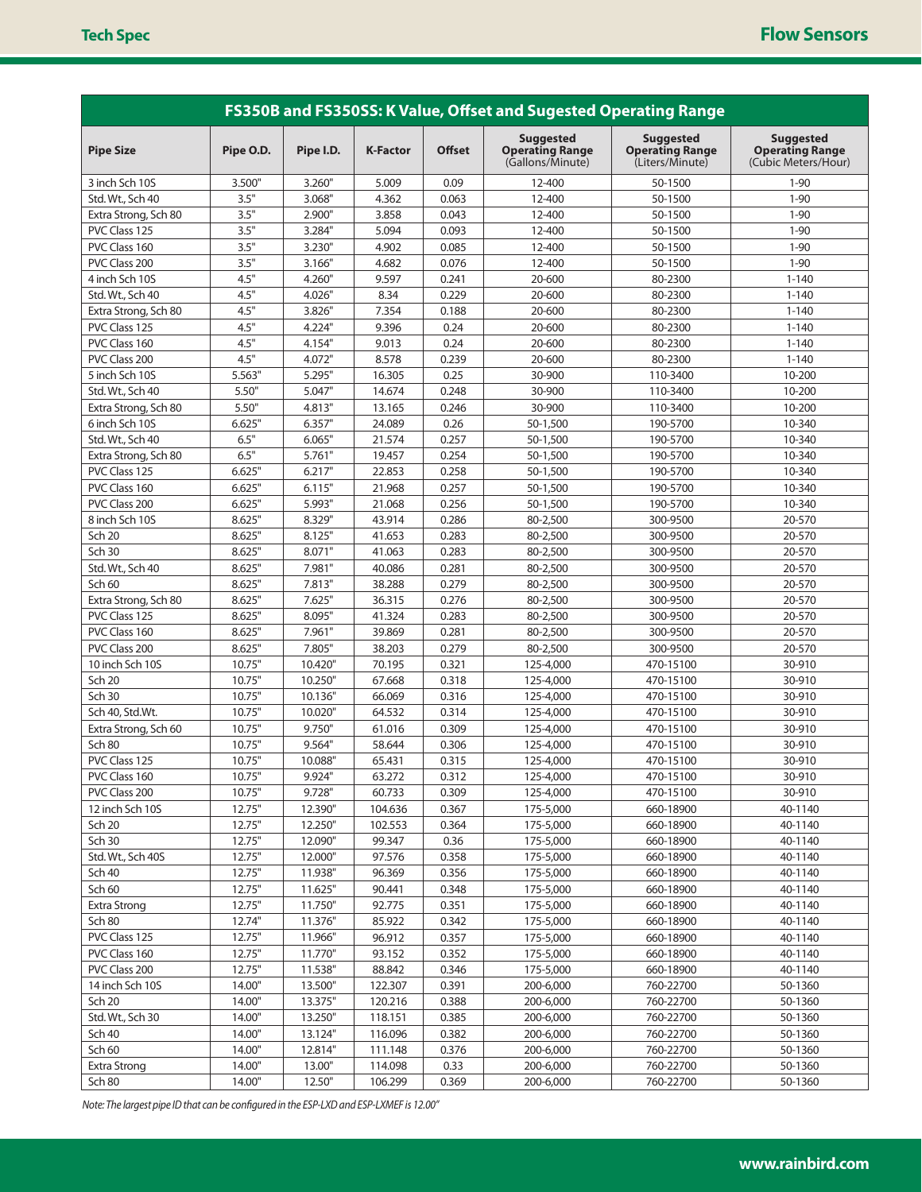| FS350B and FS350SS: K Value, Offset and Sugested Operating Range | | | | | | | |
|---|---|---|---|---|---|---|---|
| **Pipe Size** | **Pipe O.D.** | **Pipe I.D.** | **K-Factor** | **Offset** | **Suggested Operating Range** (Gallons/Minute) | **Suggested Operating Range** (Liters/Minute) | **Suggested Operating Range** (Cubic Meters/Hour) |
| 3 inch Sch 10S | 3.500" | 3.260" | 5.009 | 0.09 | 12-400 | 50-1500 | 1-90 |
| Std. Wt., Sch 40 | 3.5" | 3.068" | 4.362 | 0.063 | 12-400 | 50-1500 | 1-90 |
| Extra Strong, Sch 80 | 3.5" | 2.900" | 3.858 | 0.043 | 12-400 | 50-1500 | 1-90 |
| PVC Class 125 | 3.5" | 3.284" | 5.094 | 0.093 | 12-400 | 50-1500 | 1-90 |
| PVC Class 160 | 3.5" | 3.230" | 4.902 | 0.085 | 12-400 | 50-1500 | 1-90 |
| PVC Class 200 | 3.5" | 3.166" | 4.682 | 0.076 | 12-400 | 50-1500 | 1-90 |
| 4 inch Sch 10S | 4.5" | 4.260" | 9.597 | 0.241 | 20-600 | 80-2300 | 1-140 |
| Std. Wt., Sch 40 | 4.5" | 4.026" | 8.34 | 0.229 | 20-600 | 80-2300 | 1-140 |
| Extra Strong, Sch 80 | 4.5" | 3.826" | 7.354 | 0.188 | 20-600 | 80-2300 | 1-140 |
| PVC Class 125 | 4.5" | 4.224" | 9.396 | 0.24 | 20-600 | 80-2300 | 1-140 |
| PVC Class 160 | 4.5" | 4.154" | 9.013 | 0.24 | 20-600 | 80-2300 | 1-140 |
| PVC Class 200 | 4.5" | 4.072" | 8.578 | 0.239 | 20-600 | 80-2300 | 1-140 |
| 5 inch Sch 10S | 5.563" | 5.295" | 16.305 | 0.25 | 30-900 | 110-3400 | 10-200 |
| Std. Wt., Sch 40 | 5.50" | 5.047" | 14.674 | 0.248 | 30-900 | 110-3400 | 10-200 |
| Extra Strong, Sch 80 | 5.50" | 4.813" | 13.165 | 0.246 | 30-900 | 110-3400 | 10-200 |
| 6 inch Sch 10S | 6.625" | 6.357" | 24.089 | 0.26 | 50-1,500 | 190-5700 | 10-340 |
| Std. Wt., Sch 40 | 6.5" | 6.065" | 21.574 | 0.257 | 50-1,500 | 190-5700 | 10-340 |
| Extra Strong, Sch 80 | 6.5" | 5.761" | 19.457 | 0.254 | 50-1,500 | 190-5700 | 10-340 |
| PVC Class 125 | 6.625" | 6.217" | 22.853 | 0.258 | 50-1,500 | 190-5700 | 10-340 |
| PVC Class 160 | 6.625" | 6.115" | 21.968 | 0.257 | 50-1,500 | 190-5700 | 10-340 |
| PVC Class 200 | 6.625" | 5.993" | 21.068 | 0.256 | 50-1,500 | 190-5700 | 10-340 |
| 8 inch Sch 10S | 8.625" | 8.329" | 43.914 | 0.286 | 80-2,500 | 300-9500 | 20-570 |
| Sch 20 | 8.625" | 8.125" | 41.653 | 0.283 | 80-2,500 | 300-9500 | 20-570 |
| Sch 30 | 8.625" | 8.071" | 41.063 | 0.283 | 80-2,500 | 300-9500 | 20-570 |
| Std. Wt., Sch 40 | 8.625" | 7.981" | 40.086 | 0.281 | 80-2,500 | 300-9500 | 20-570 |
| Sch 60 | 8.625" | 7.813" | 38.288 | 0.279 | 80-2,500 | 300-9500 | 20-570 |
| Extra Strong, Sch 80 | 8.625" | 7.625" | 36.315 | 0.276 | 80-2,500 | 300-9500 | 20-570 |
| PVC Class 125 | 8.625" | 8.095" | 41.324 | 0.283 | 80-2,500 | 300-9500 | 20-570 |
| PVC Class 160 | 8.625" | 7.961" | 39.869 | 0.281 | 80-2,500 | 300-9500 | 20-570 |
| PVC Class 200 | 8.625" | 7.805" | 38.203 | 0.279 | 80-2,500 | 300-9500 | 20-570 |
| 10 inch Sch 10S | 10.75" | 10.420" | 70.195 | 0.321 | 125-4,000 | 470-15100 | 30-910 |
| Sch 20 | 10.75" | 10.250" | 67.668 | 0.318 | 125-4,000 | 470-15100 | 30-910 |
| Sch 30 | 10.75" | 10.136" | 66.069 | 0.316 | 125-4,000 | 470-15100 | 30-910 |
| Sch 40, Std.Wt. | 10.75" | 10.020" | 64.532 | 0.314 | 125-4,000 | 470-15100 | 30-910 |
| Extra Strong, Sch 60 | 10.75" | 9.750" | 61.016 | 0.309 | 125-4,000 | 470-15100 | 30-910 |
| Sch 80 | 10.75" | 9.564" | 58.644 | 0.306 | 125-4,000 | 470-15100 | 30-910 |
| PVC Class 125 | 10.75" | 10.088" | 65.431 | 0.315 | 125-4,000 | 470-15100 | 30-910 |
| PVC Class 160 | 10.75" | 9.924" | 63.272 | 0.312 | 125-4,000 | 470-15100 | 30-910 |
| PVC Class 200 | 10.75" | 9.728" | 60.733 | 0.309 | 125-4,000 | 470-15100 | 30-910 |
| 12 inch Sch 10S | 12.75" | 12.390" | 104.636 | 0.367 | 175-5,000 | 660-18900 | 40-1140 |
| Sch 20 | 12.75" | 12.250" | 102.553 | 0.364 | 175-5,000 | 660-18900 | 40-1140 |
| Sch 30 | 12.75" | 12.090" | 99.347 | 0.36 | 175-5,000 | 660-18900 | 40-1140 |
| Std. Wt., Sch 40S | 12.75" | 12.000" | 97.576 | 0.358 | 175-5,000 | 660-18900 | 40-1140 |
| Sch 40 | 12.75" | 11.938" | 96.369 | 0.356 | 175-5,000 | 660-18900 | 40-1140 |
| Sch 60 | 12.75" | 11.625" | 90.441 | 0.348 | 175-5,000 | 660-18900 | 40-1140 |
| Extra Strong | 12.75" | 11.750" | 92.775 | 0.351 | 175-5,000 | 660-18900 | 40-1140 |
| Sch 80 | 12.74" | 11.376" | 85.922 | 0.342 | 175-5,000 | 660-18900 | 40-1140 |
| PVC Class 125 | 12.75" | 11.966" | 96.912 | 0.357 | 175-5,000 | 660-18900 | 40-1140 |
| PVC Class 160 | 12.75" | 11.770" | 93.152 | 0.352 | 175-5,000 | 660-18900 | 40-1140 |
| PVC Class 200 | 12.75" | 11.538" | 88.842 | 0.346 | 175-5,000 | 660-18900 | 40-1140 |
| 14 inch Sch 10S | 14.00" | 13.500" | 122.307 | 0.391 | 200-6,000 | 760-22700 | 50-1360 |
| Sch 20 | 14.00" | 13.375" | 120.216 | 0.388 | 200-6,000 | 760-22700 | 50-1360 |
| Std. Wt., Sch 30 | 14.00" | 13.250" | 118.151 | 0.385 | 200-6,000 | 760-22700 | 50-1360 |
| Sch 40 | 14.00" | 13.124" | 116.096 | 0.382 | 200-6,000 | 760-22700 | 50-1360 |
| Sch 60 | 14.00" | 12.814" | 111.148 | 0.376 | 200-6,000 | 760-22700 | 50-1360 |
| Extra Strong | 14.00" | 13.00" | 114.098 | 0.33 | 200-6,000 | 760-22700 | 50-1360 |
| Sch 80 | 14.00" | 12.50" | 106.299 | 0.369 | 200-6,000 | 760-22700 | 50-1360 |

*Note: The largest pipe ID that can be configured in the ESP-LXD and ESP-LXMEF is 12.00"*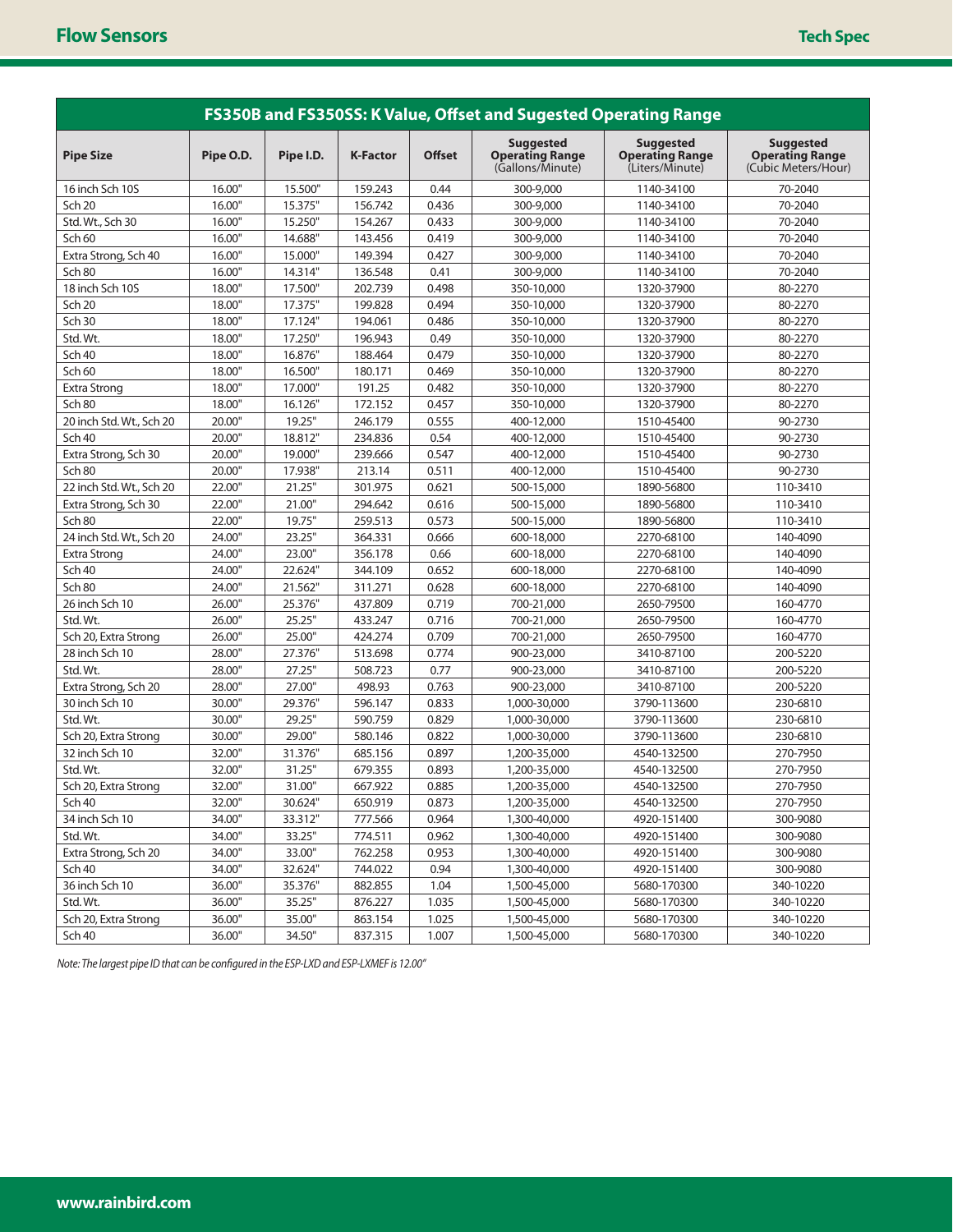## FS350B and FS350SS: K Value, Offset and Sugested Operating Range

| Pipe Size | Pipe O.D. | Pipe I.D. | K-Factor | Offset | Suggested Operating Range (Gallons/Minute) | Suggested Operating Range (Liters/Minute) | Suggested Operating Range (Cubic Meters/Hour) |
|---|---|---|---|---|---|---|---|
| 16 inch Sch 10S | 16.00" | 15.500" | 159.243 | 0.44 | 300-9,000 | 1140-34100 | 70-2040 |
| Sch 20 | 16.00" | 15.375" | 156.742 | 0.436 | 300-9,000 | 1140-34100 | 70-2040 |
| Std. Wt., Sch 30 | 16.00" | 15.250" | 154.267 | 0.433 | 300-9,000 | 1140-34100 | 70-2040 |
| Sch 60 | 16.00" | 14.688" | 143.456 | 0.419 | 300-9,000 | 1140-34100 | 70-2040 |
| Extra Strong, Sch 40 | 16.00" | 15.000" | 149.394 | 0.427 | 300-9,000 | 1140-34100 | 70-2040 |
| Sch 80 | 16.00" | 14.314" | 136.548 | 0.41 | 300-9,000 | 1140-34100 | 70-2040 |
| 18 inch Sch 10S | 18.00" | 17.500" | 202.739 | 0.498 | 350-10,000 | 1320-37900 | 80-2270 |
| Sch 20 | 18.00" | 17.375" | 199.828 | 0.494 | 350-10,000 | 1320-37900 | 80-2270 |
| Sch 30 | 18.00" | 17.124" | 194.061 | 0.486 | 350-10,000 | 1320-37900 | 80-2270 |
| Std. Wt. | 18.00" | 17.250" | 196.943 | 0.49 | 350-10,000 | 1320-37900 | 80-2270 |
| Sch 40 | 18.00" | 16.876" | 188.464 | 0.479 | 350-10,000 | 1320-37900 | 80-2270 |
| Sch 60 | 18.00" | 16.500" | 180.171 | 0.469 | 350-10,000 | 1320-37900 | 80-2270 |
| Extra Strong | 18.00" | 17.000" | 191.25 | 0.482 | 350-10,000 | 1320-37900 | 80-2270 |
| Sch 80 | 18.00" | 16.126" | 172.152 | 0.457 | 350-10,000 | 1320-37900 | 80-2270 |
| 20 inch Std. Wt., Sch 20 | 20.00" | 19.25" | 246.179 | 0.555 | 400-12,000 | 1510-45400 | 90-2730 |
| Sch 40 | 20.00" | 18.812" | 234.836 | 0.54 | 400-12,000 | 1510-45400 | 90-2730 |
| Extra Strong, Sch 30 | 20.00" | 19.000" | 239.666 | 0.547 | 400-12,000 | 1510-45400 | 90-2730 |
| Sch 80 | 20.00" | 17.938" | 213.14 | 0.511 | 400-12,000 | 1510-45400 | 90-2730 |
| 22 inch Std. Wt., Sch 20 | 22.00" | 21.25" | 301.975 | 0.621 | 500-15,000 | 1890-56800 | 110-3410 |
| Extra Strong, Sch 30 | 22.00" | 21.00" | 294.642 | 0.616 | 500-15,000 | 1890-56800 | 110-3410 |
| Sch 80 | 22.00" | 19.75" | 259.513 | 0.573 | 500-15,000 | 1890-56800 | 110-3410 |
| 24 inch Std. Wt., Sch 20 | 24.00" | 23.25" | 364.331 | 0.666 | 600-18,000 | 2270-68100 | 140-4090 |
| Extra Strong | 24.00" | 23.00" | 356.178 | 0.66 | 600-18,000 | 2270-68100 | 140-4090 |
| Sch 40 | 24.00" | 22.624" | 344.109 | 0.652 | 600-18,000 | 2270-68100 | 140-4090 |
| Sch 80 | 24.00" | 21.562" | 311.271 | 0.628 | 600-18,000 | 2270-68100 | 140-4090 |
| 26 inch Sch 10 | 26.00" | 25.376" | 437.809 | 0.719 | 700-21,000 | 2650-79500 | 160-4770 |
| Std. Wt. | 26.00" | 25.25" | 433.247 | 0.716 | 700-21,000 | 2650-79500 | 160-4770 |
| Sch 20, Extra Strong | 26.00" | 25.00" | 424.274 | 0.709 | 700-21,000 | 2650-79500 | 160-4770 |
| 28 inch Sch 10 | 28.00" | 27.376" | 513.698 | 0.774 | 900-23,000 | 3410-87100 | 200-5220 |
| Std. Wt. | 28.00" | 27.25" | 508.723 | 0.77 | 900-23,000 | 3410-87100 | 200-5220 |
| Extra Strong, Sch 20 | 28.00" | 27.00" | 498.93 | 0.763 | 900-23,000 | 3410-87100 | 200-5220 |
| 30 inch Sch 10 | 30.00" | 29.376" | 596.147 | 0.833 | 1,000-30,000 | 3790-113600 | 230-6810 |
| Std. Wt. | 30.00" | 29.25" | 590.759 | 0.829 | 1,000-30,000 | 3790-113600 | 230-6810 |
| Sch 20, Extra Strong | 30.00" | 29.00" | 580.146 | 0.822 | 1,000-30,000 | 3790-113600 | 230-6810 |
| 32 inch Sch 10 | 32.00" | 31.376" | 685.156 | 0.897 | 1,200-35,000 | 4540-132500 | 270-7950 |
| Std. Wt. | 32.00" | 31.25" | 679.355 | 0.893 | 1,200-35,000 | 4540-132500 | 270-7950 |
| Sch 20, Extra Strong | 32.00" | 31.00" | 667.922 | 0.885 | 1,200-35,000 | 4540-132500 | 270-7950 |
| Sch 40 | 32.00" | 30.624" | 650.919 | 0.873 | 1,200-35,000 | 4540-132500 | 270-7950 |
| 34 inch Sch 10 | 34.00" | 33.312" | 777.566 | 0.964 | 1,300-40,000 | 4920-151400 | 300-9080 |
| Std. Wt. | 34.00" | 33.25" | 774.511 | 0.962 | 1,300-40,000 | 4920-151400 | 300-9080 |
| Extra Strong, Sch 20 | 34.00" | 33.00" | 762.258 | 0.953 | 1,300-40,000 | 4920-151400 | 300-9080 |
| Sch 40 | 34.00" | 32.624" | 744.022 | 0.94 | 1,300-40,000 | 4920-151400 | 300-9080 |
| 36 inch Sch 10 | 36.00" | 35.376" | 882.855 | 1.04 | 1,500-45,000 | 5680-170300 | 340-10220 |
| Std. Wt. | 36.00" | 35.25" | 876.227 | 1.035 | 1,500-45,000 | 5680-170300 | 340-10220 |
| Sch 20, Extra Strong | 36.00" | 35.00" | 863.154 | 1.025 | 1,500-45,000 | 5680-170300 | 340-10220 |
| Sch 40 | 36.00" | 34.50" | 837.315 | 1.007 | 1,500-45,000 | 5680-170300 | 340-10220 |

*Note: The largest pipe ID that can be configured in the ESP-LXD and ESP-LXMEF is 12.00"*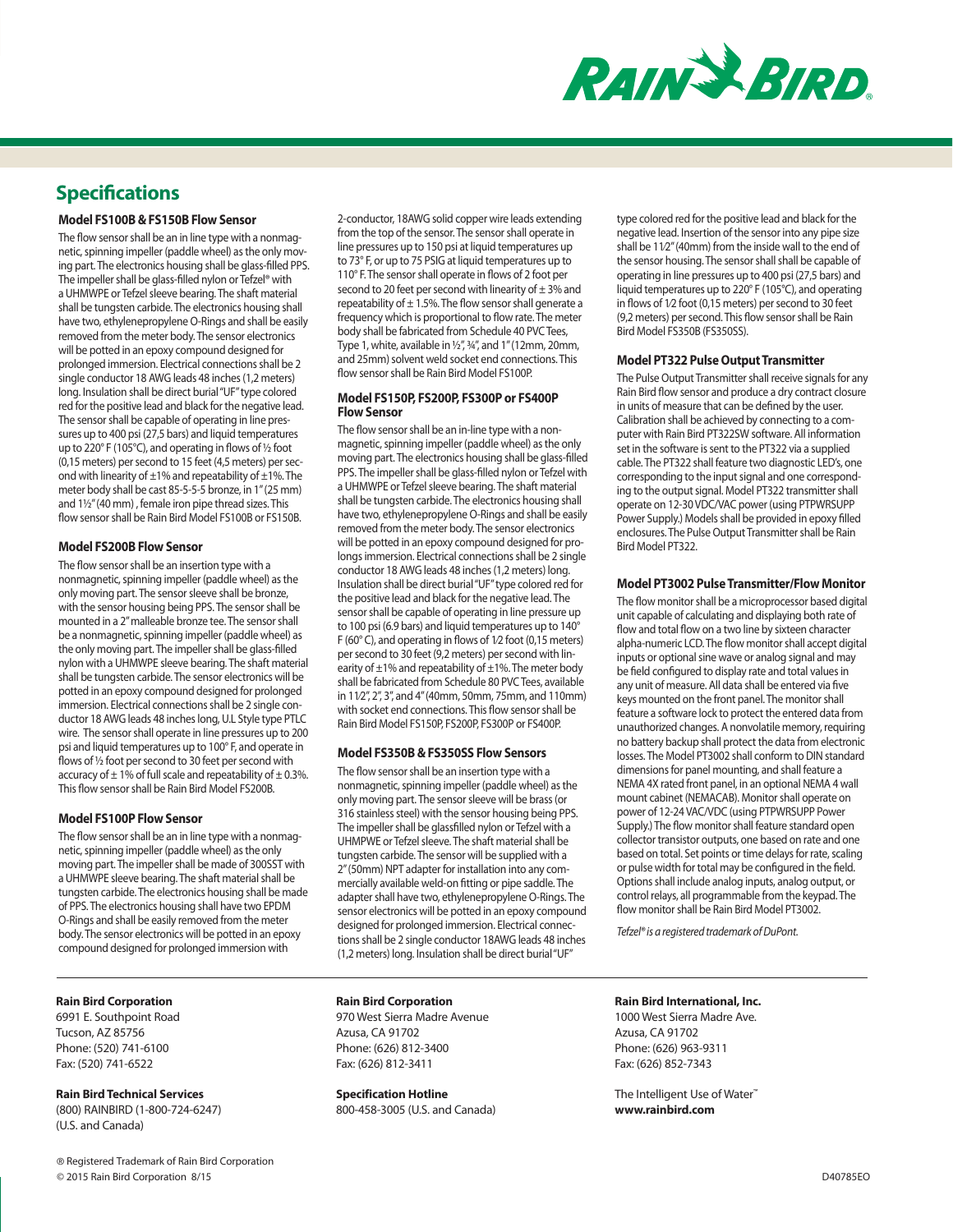## Specifications

### Model FS100B & FS150B Flow Sensor

The flow sensor shall be an in line type with a nonmagnetic, spinning impeller (paddle wheel) as the only moving part. The electronics housing shall be glass-filled PPS. The impeller shall be glass-filled nylon or Tefzel® with a UHMWPE or Tefzel sleeve bearing. The shaft material shall be tungsten carbide. The electronics housing shall have two, ethylenepropylene O-Rings and shall be easily removed from the meter body. The sensor electronics will be potted in an epoxy compound designed for prolonged immersion. Electrical connections shall be 2 single conductor 18 AWG leads 48 inches (1,2 meters) long. Insulation shall be direct burial "UF" type colored red for the positive lead and black for the negative lead. The sensor shall be capable of operating in line pressures up to 400 psi (27,5 bars) and liquid temperatures up to 220° F (105°C), and operating in flows of ½ foot (0,15 meters) per second to 15 feet (4,5 meters) per second with linearity of ±1% and repeatability of ±1%. The meter body shall be cast 85-5-5-5 bronze, in 1" (25 mm) and 1½" (40 mm) , female iron pipe thread sizes. This flow sensor shall be Rain Bird Model FS100B or FS150B.

### Model FS200B Flow Sensor

The flow sensor shall be an insertion type with a nonmagnetic, spinning impeller (paddle wheel) as the only moving part. The sensor sleeve shall be bronze, with the sensor housing being PPS. The sensor shall be mounted in a 2" malleable bronze tee. The sensor shall be a nonmagnetic, spinning impeller (paddle wheel) as the only moving part. The impeller shall be glass-filled nylon with a UHMWPE sleeve bearing. The shaft material shall be tungsten carbide. The sensor electronics will be potted in an epoxy compound designed for prolonged immersion. Electrical connections shall be 2 single conductor 18 AWG leads 48 inches long, U.L Style type PTLC wire. The sensor shall operate in line pressures up to 200 psi and liquid temperatures up to 100° F, and operate in flows of ½ foot per second to 30 feet per second with accuracy of ± 1% of full scale and repeatability of ± 0.3%. This flow sensor shall be Rain Bird Model FS200B.

### Model FS100P Flow Sensor

The flow sensor shall be an in line type with a nonmagnetic, spinning impeller (paddle wheel) as the only moving part. The impeller shall be made of 300SST with a UHMWPE sleeve bearing. The shaft material shall be tungsten carbide. The electronics housing shall be made of PPS. The electronics housing shall have two EPDM O-Rings and shall be easily removed from the meter body. The sensor electronics will be potted in an epoxy compound designed for prolonged immersion with 2-conductor, 18AWG solid copper wire leads extending from the top of the sensor. The sensor shall operate in line pressures up to 150 psi at liquid temperatures up to 73° F, or up to 75 PSIG at liquid temperatures up to 110° F. The sensor shall operate in flows of 2 foot per second to 20 feet per second with linearity of ± 3% and repeatability of ± 1.5%. The flow sensor shall generate a frequency which is proportional to flow rate. The meter body shall be fabricated from Schedule 40 PVC Tees, Type 1, white, available in ½", ¾", and 1" (12mm, 20mm, and 25mm) solvent weld socket end connections. This flow sensor shall be Rain Bird Model FS100P.

### Model FS150P, FS200P, FS300P or FS400P Flow Sensor

The flow sensor shall be an in-line type with a nonmagnetic, spinning impeller (paddle wheel) as the only moving part. The electronics housing shall be glass-filled PPS. The impeller shall be glass-filled nylon or Tefzel with a UHMWPE or Tefzel sleeve bearing. The shaft material shall be tungsten carbide. The electronics housing shall have two, ethylenepropylene O-Rings and shall be easily removed from the meter body. The sensor electronics will be potted in an epoxy compound designed for prolongs immersion. Electrical connections shall be 2 single conductor 18 AWG leads 48 inches (1,2 meters) long. Insulation shall be direct burial "UF" type colored red for the positive lead and black for the negative lead. The sensor shall be capable of operating in line pressure up to 100 psi (6.9 bars) and liquid temperatures up to 140° F (60° C), and operating in flows of 1⁄2 foot (0,15 meters) per second to 30 feet (9,2 meters) per second with linearity of ±1% and repeatability of ±1%. The meter body shall be fabricated from Schedule 80 PVC Tees, available in 11⁄2", 2", 3", and 4" (40mm, 50mm, 75mm, and 110mm) with socket end connections. This flow sensor shall be Rain Bird Model FS150P, FS200P, FS300P or FS400P.

### Model FS350B & FS350SS Flow Sensors

The flow sensor shall be an insertion type with a nonmagnetic, spinning impeller (paddle wheel) as the only moving part. The sensor sleeve will be brass (or 316 stainless steel) with the sensor housing being PPS. The impeller shall be glassfilled nylon or Tefzel with a UHMPWE or Tefzel sleeve. The shaft material shall be tungsten carbide. The sensor will be supplied with a 2" (50mm) NPT adapter for installation into any commercially available weld-on fitting or pipe saddle. The adapter shall have two, ethylenepropylene O-Rings. The sensor electronics will be potted in an epoxy compound designed for prolonged immersion. Electrical connections shall be 2 single conductor 18AWG leads 48 inches (1,2 meters) long. Insulation shall be direct burial "UF" type colored red for the positive lead and black for the negative lead. Insertion of the sensor into any pipe size shall be 11⁄2" (40mm) from the inside wall to the end of the sensor housing. The sensor shall be capable of operating in line pressures up to 400 psi (27,5 bars) and liquid temperatures up to 220° F (105°C), and operating in flows of 1⁄2 foot (0,15 meters) per second to 30 feet (9,2 meters) per second. This flow sensor shall be Rain Bird Model FS350B (FS350SS).

### Model PT322 Pulse Output Transmitter

The Pulse Output Transmitter shall receive signals for any Rain Bird flow sensor and produce a dry contract closure in units of measure that can be defined by the user. Calibration shall be achieved by connecting to a computer with Rain Bird PT322SW software. All information set in the software is sent to the PT322 via a supplied cable. The PT322 shall feature two diagnostic LED's, one corresponding to the input signal and one corresponding to the output signal. Model PT322 transmitter shall operate on 12-30 VDC/VAC power (using PTPWRSUPP Power Supply.) Models shall be provided in epoxy filled enclosures. The Pulse Output Transmitter shall be Rain Bird Model PT322.

### Model PT3002 Pulse Transmitter/Flow Monitor

The flow monitor shall be a microprocessor based digital unit capable of calculating and displaying both rate of flow and total flow on a two line by sixteen character alpha-numeric LCD. The flow monitor shall accept digital inputs or optional sine wave or analog signal and may be field configured to display rate and total values in any unit of measure. All data shall be entered via five keys mounted on the front panel. The monitor shall feature a software lock to protect the entered data from unauthorized changes. A nonvolatile memory, requiring no battery backup shall protect the data from electronic losses. The Model PT3002 shall conform to DIN standard dimensions for panel mounting, and shall feature a NEMA 4X rated front panel, in an optional NEMA 4 wall mount cabinet (NEMACAB). Monitor shall operate on power of 12-24 VAC/VDC (using PTPWRSUPP Power Supply.) The flow monitor shall feature standard open collector transistor outputs, one based on rate and one based on total. Set points or time delays for rate, scaling or pulse width for total may be configured in the field. Options shall include analog inputs, analog output, or control relays, all programmable from the keypad. The flow monitor shall be Rain Bird Model PT3002.

*Tefzel® is a registered trademark of DuPont.*

---

**Rain Bird Corporation**
6991 E. Southpoint Road
Tucson, AZ 85756
Phone: (520) 741-6100
Fax: (520) 741-6522

**Rain Bird Technical Services**
(800) RAINBIRD (1-800-724-6247)
(U.S. and Canada)

**Rain Bird Corporation**
970 West Sierra Madre Avenue
Azusa, CA 91702
Phone: (626) 812-3400
Fax: (626) 812-3411

**Specification Hotline**
800-458-3005 (U.S. and Canada)

**Rain Bird International, Inc.**
1000 West Sierra Madre Ave.
Azusa, CA 91702
Phone: (626) 963-9311
Fax: (626) 852-7343

The Intelligent Use of Water™
**www.rainbird.com**

® Registered Trademark of Rain Bird Corporation
© 2015 Rain Bird Corporation 8/15

D40785EO